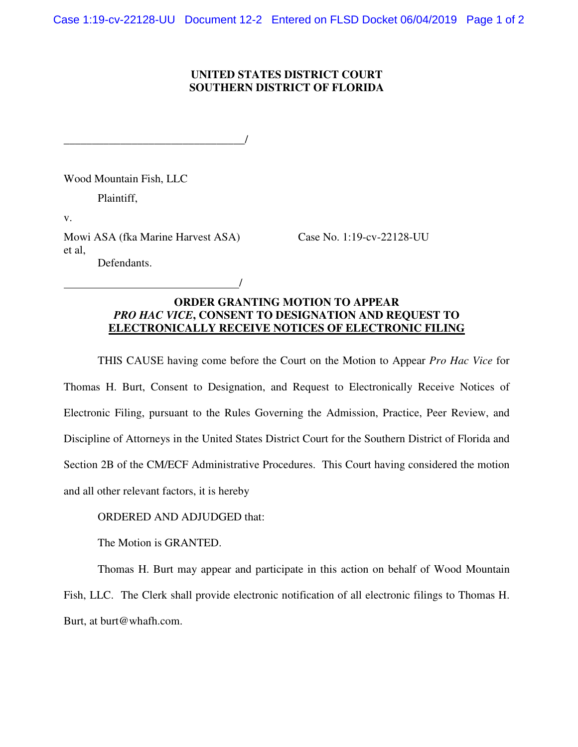**UNITED STATES DISTRICT COURT**
**SOUTHERN DISTRICT OF FLORIDA**

______________________________/

Wood Mountain Fish, LLC

Plaintiff,

v.

Mowi ASA (fka Marine Harvest ASA) et al,

Defendants.

Case No. 1:19-cv-22128-UU

______________________________/

**ORDER GRANTING MOTION TO APPEAR *PRO HAC VICE*, CONSENT TO DESIGNATION AND REQUEST TO ELECTRONICALLY RECEIVE NOTICES OF ELECTRONIC FILING**

THIS CAUSE having come before the Court on the Motion to Appear *Pro Hac Vice* for Thomas H. Burt, Consent to Designation, and Request to Electronically Receive Notices of Electronic Filing, pursuant to the Rules Governing the Admission, Practice, Peer Review, and Discipline of Attorneys in the United States District Court for the Southern District of Florida and Section 2B of the CM/ECF Administrative Procedures. This Court having considered the motion and all other relevant factors, it is hereby

ORDERED AND ADJUDGED that:

The Motion is GRANTED.

Thomas H. Burt may appear and participate in this action on behalf of Wood Mountain Fish, LLC. The Clerk shall provide electronic notification of all electronic filings to Thomas H. Burt, at burt@whafh.com.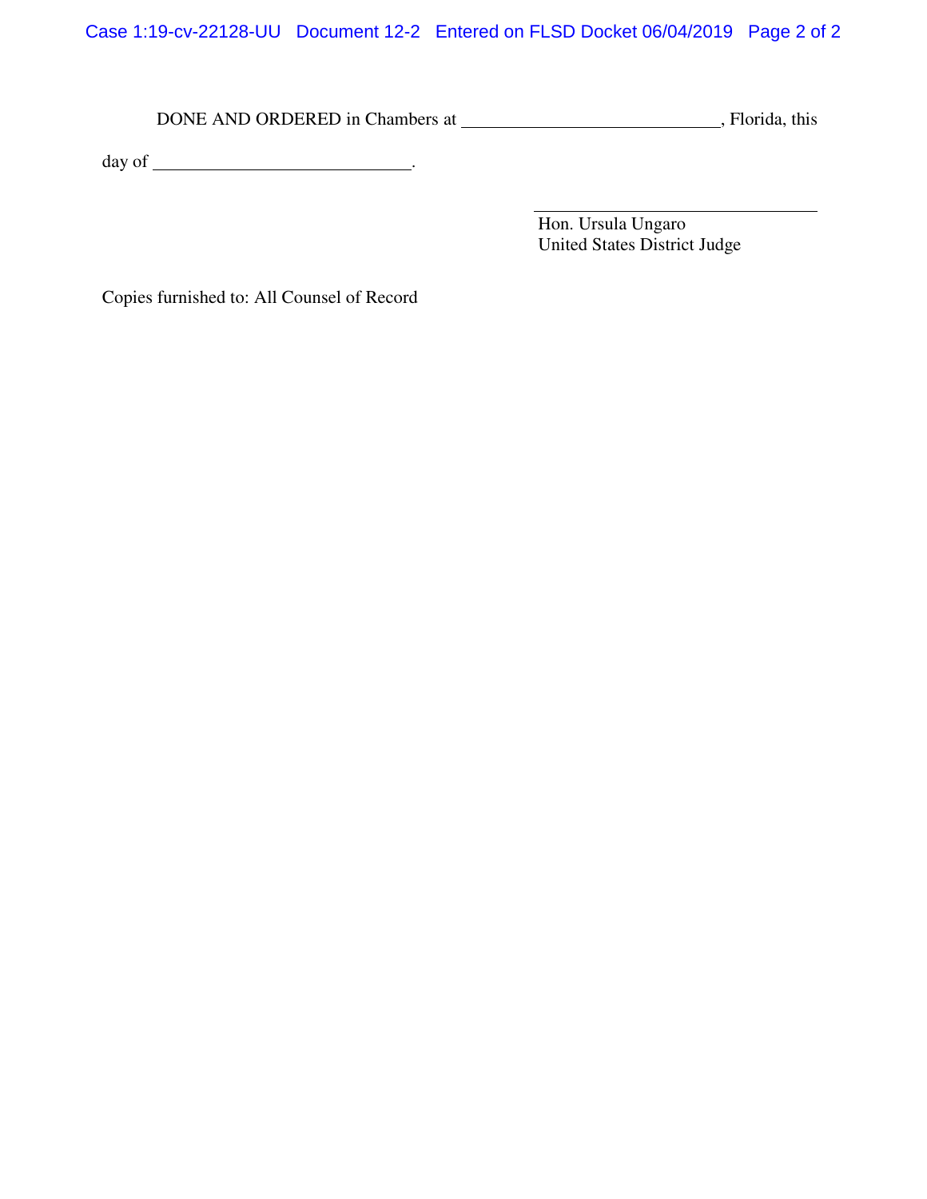DONE AND ORDERED in Chambers at ____________________________, Florida, this

day of ____________________________.

____________________________
Hon. Ursula Ungaro
United States District Judge

Copies furnished to: All Counsel of Record